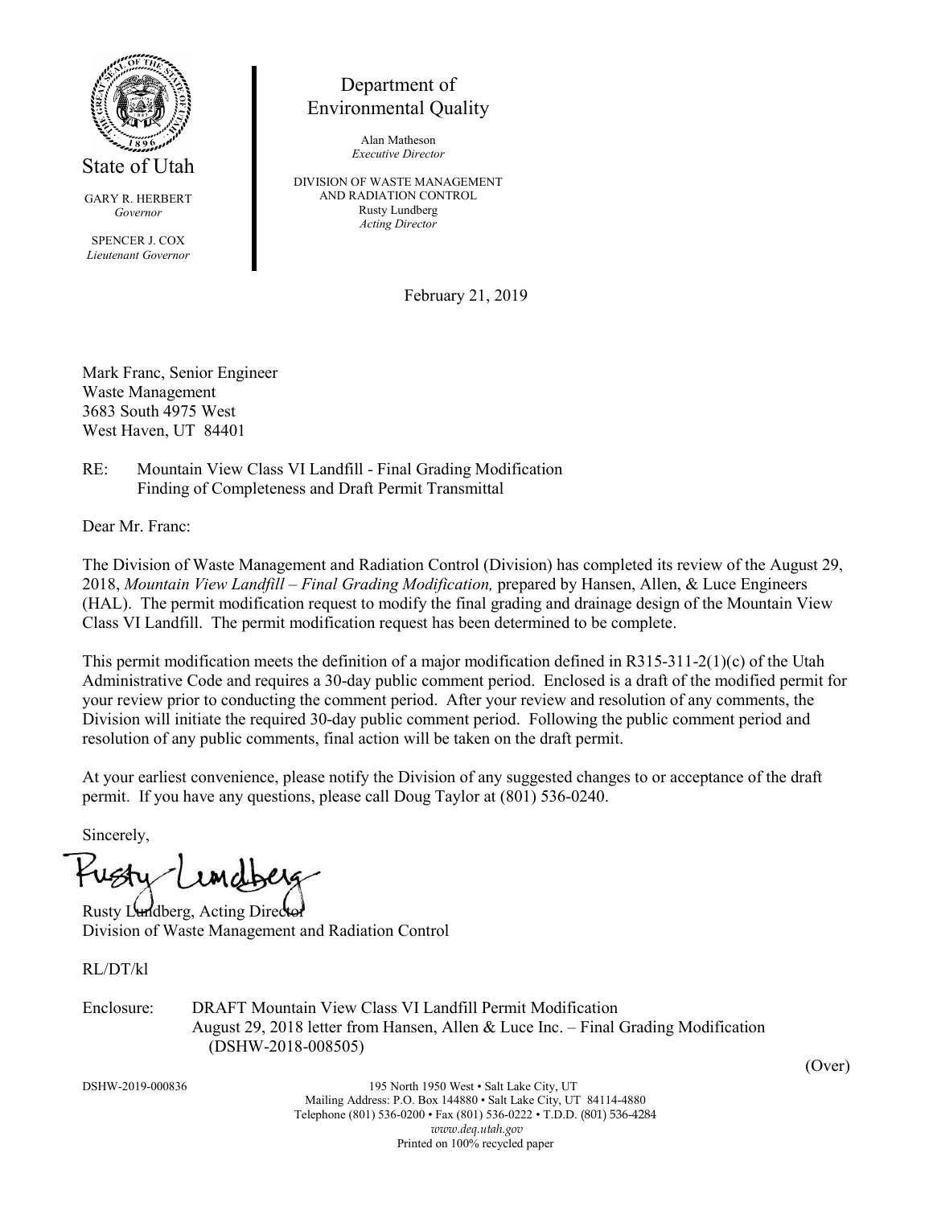State of Utah

GARY R. HERBERT
*Governor*

SPENCER J. COX
*Lieutenant Governor*

Department of
Environmental Quality

Alan Matheson
*Executive Director*

DIVISION OF WASTE MANAGEMENT
AND RADIATION CONTROL
Rusty Lundberg
*Acting Director*

February 21, 2019

Mark Franc, Senior Engineer
Waste Management
3683 South 4975 West
West Haven, UT 84401

RE: Mountain View Class VI Landfill - Final Grading Modification
Finding of Completeness and Draft Permit Transmittal

Dear Mr. Franc:

The Division of Waste Management and Radiation Control (Division) has completed its review of the August 29, 2018, *Mountain View Landfill – Final Grading Modification,* prepared by Hansen, Allen, & Luce Engineers (HAL). The permit modification request to modify the final grading and drainage design of the Mountain View Class VI Landfill. The permit modification request has been determined to be complete.

This permit modification meets the definition of a major modification defined in R315-311-2(1)(c) of the Utah Administrative Code and requires a 30-day public comment period. Enclosed is a draft of the modified permit for your review prior to conducting the comment period. After your review and resolution of any comments, the Division will initiate the required 30-day public comment period. Following the public comment period and resolution of any public comments, final action will be taken on the draft permit.

At your earliest convenience, please notify the Division of any suggested changes to or acceptance of the draft permit. If you have any questions, please call Doug Taylor at (801) 536-0240.

Sincerely,

Rusty Lundberg, Acting Director
Division of Waste Management and Radiation Control

RL/DT/kl

Enclosure: DRAFT Mountain View Class VI Landfill Permit Modification
August 29, 2018 letter from Hansen, Allen & Luce Inc. – Final Grading Modification (DSHW-2018-008505)

(Over)

DSHW-2019-000836

195 North 1950 West • Salt Lake City, UT
Mailing Address: P.O. Box 144880 • Salt Lake City, UT 84114-4880
Telephone (801) 536-0200 • Fax (801) 536-0222 • T.D.D. (801) 536-4284
*www.deq.utah.gov*
Printed on 100% recycled paper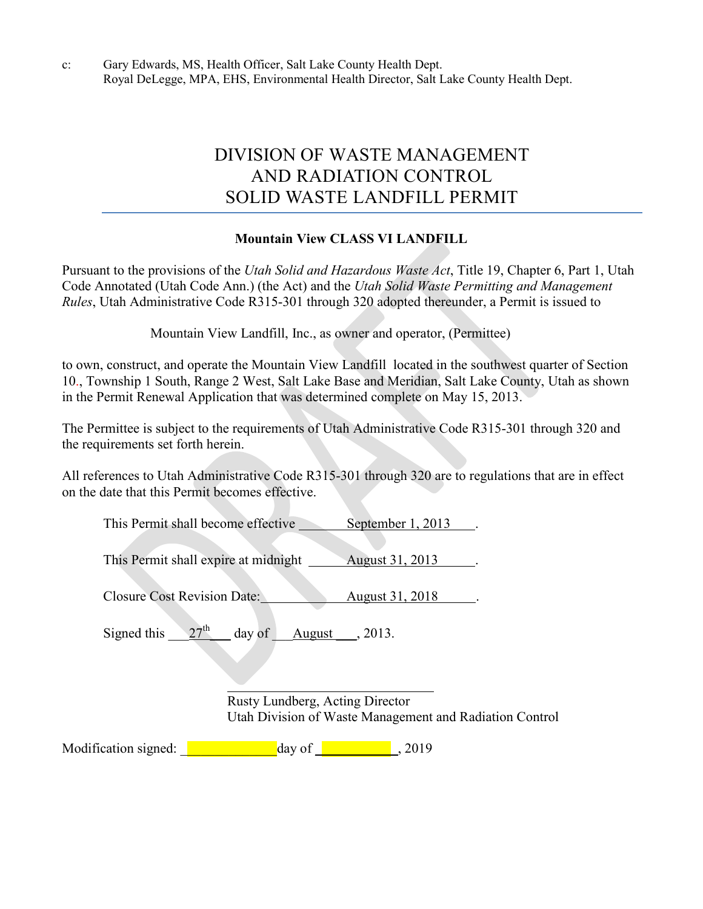c: Gary Edwards, MS, Health Officer, Salt Lake County Health Dept.
Royal DeLegge, MPA, EHS, Environmental Health Director, Salt Lake County Health Dept.

# DIVISION OF WASTE MANAGEMENT AND RADIATION CONTROL SOLID WASTE LANDFILL PERMIT

**Mountain View CLASS VI LANDFILL**

Pursuant to the provisions of the *Utah Solid and Hazardous Waste Act*, Title 19, Chapter 6, Part 1, Utah Code Annotated (Utah Code Ann.) (the Act) and the *Utah Solid Waste Permitting and Management Rules*, Utah Administrative Code R315-301 through 320 adopted thereunder, a Permit is issued to

Mountain View Landfill, Inc., as owner and operator, (Permittee)

to own, construct, and operate the Mountain View Landfill located in the southwest quarter of Section 10., Township 1 South, Range 2 West, Salt Lake Base and Meridian, Salt Lake County, Utah as shown in the Permit Renewal Application that was determined complete on May 15, 2013.

The Permittee is subject to the requirements of Utah Administrative Code R315-301 through 320 and the requirements set forth herein.

All references to Utah Administrative Code R315-301 through 320 are to regulations that are in effect on the date that this Permit becomes effective.

This Permit shall become effective September 1, 2013.

This Permit shall expire at midnight August 31, 2013.

Closure Cost Revision Date: August 31, 2018.

Signed this 27th day of August, 2013.

Rusty Lundberg, Acting Director
Utah Division of Waste Management and Radiation Control

Modification signed: ____________ day of __________, 2019

DRAFT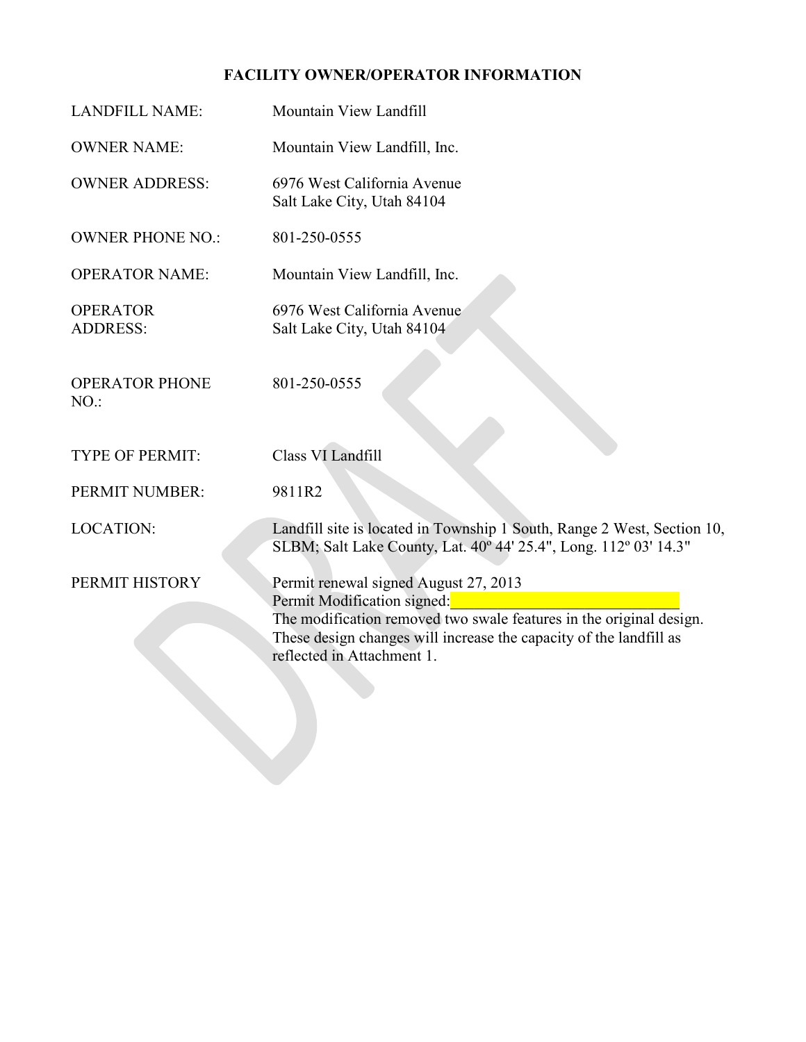# FACILITY OWNER/OPERATOR INFORMATION

| | |
|---|---|
| LANDFILL NAME: | Mountain View Landfill |
| OWNER NAME: | Mountain View Landfill, Inc. |
| OWNER ADDRESS: | 6976 West California Avenue<br>Salt Lake City, Utah 84104 |
| OWNER PHONE NO.: | 801-250-0555 |
| OPERATOR NAME: | Mountain View Landfill, Inc. |
| OPERATOR ADDRESS: | 6976 West California Avenue<br>Salt Lake City, Utah 84104 |
| OPERATOR PHONE NO.: | 801-250-0555 |
| TYPE OF PERMIT: | Class VI Landfill |
| PERMIT NUMBER: | 9811R2 |
| LOCATION: | Landfill site is located in Township 1 South, Range 2 West, Section 10, SLBM; Salt Lake County, Lat. 40º 44' 25.4", Long. 112º 03' 14.3" |
| PERMIT HISTORY | Permit renewal signed August 27, 2013<br>Permit Modification signed:______________________________<br>The modification removed two swale features in the original design. These design changes will increase the capacity of the landfill as reflected in Attachment 1. |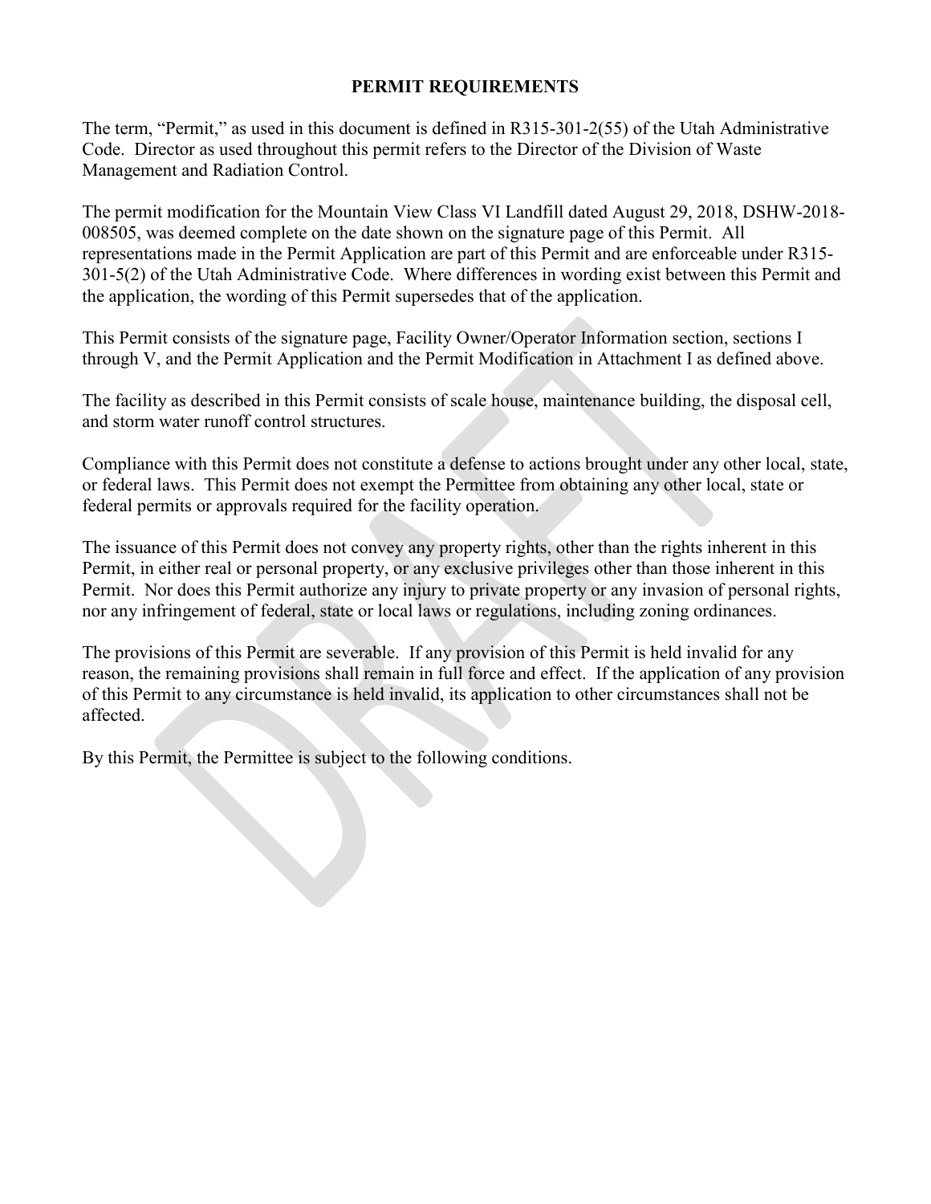## PERMIT REQUIREMENTS

The term, "Permit," as used in this document is defined in R315-301-2(55) of the Utah Administrative Code. Director as used throughout this permit refers to the Director of the Division of Waste Management and Radiation Control.

The permit modification for the Mountain View Class VI Landfill dated August 29, 2018, DSHW-2018-008505, was deemed complete on the date shown on the signature page of this Permit. All representations made in the Permit Application are part of this Permit and are enforceable under R315-301-5(2) of the Utah Administrative Code. Where differences in wording exist between this Permit and the application, the wording of this Permit supersedes that of the application.

This Permit consists of the signature page, Facility Owner/Operator Information section, sections I through V, and the Permit Application and the Permit Modification in Attachment I as defined above.

The facility as described in this Permit consists of scale house, maintenance building, the disposal cell, and storm water runoff control structures.

Compliance with this Permit does not constitute a defense to actions brought under any other local, state, or federal laws. This Permit does not exempt the Permittee from obtaining any other local, state or federal permits or approvals required for the facility operation.

The issuance of this Permit does not convey any property rights, other than the rights inherent in this Permit, in either real or personal property, or any exclusive privileges other than those inherent in this Permit. Nor does this Permit authorize any injury to private property or any invasion of personal rights, nor any infringement of federal, state or local laws or regulations, including zoning ordinances.

The provisions of this Permit are severable. If any provision of this Permit is held invalid for any reason, the remaining provisions shall remain in full force and effect. If the application of any provision of this Permit to any circumstance is held invalid, its application to other circumstances shall not be affected.

By this Permit, the Permittee is subject to the following conditions.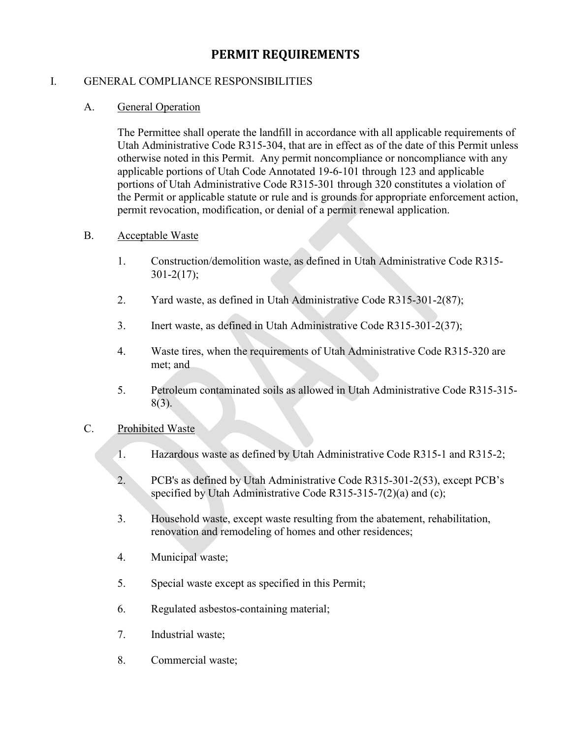# PERMIT REQUIREMENTS

I. GENERAL COMPLIANCE RESPONSIBILITIES

A. General Operation

The Permittee shall operate the landfill in accordance with all applicable requirements of Utah Administrative Code R315-304, that are in effect as of the date of this Permit unless otherwise noted in this Permit. Any permit noncompliance or noncompliance with any applicable portions of Utah Code Annotated 19-6-101 through 123 and applicable portions of Utah Administrative Code R315-301 through 320 constitutes a violation of the Permit or applicable statute or rule and is grounds for appropriate enforcement action, permit revocation, modification, or denial of a permit renewal application.

B. Acceptable Waste

1. Construction/demolition waste, as defined in Utah Administrative Code R315-301-2(17);
2. Yard waste, as defined in Utah Administrative Code R315-301-2(87);
3. Inert waste, as defined in Utah Administrative Code R315-301-2(37);
4. Waste tires, when the requirements of Utah Administrative Code R315-320 are met; and
5. Petroleum contaminated soils as allowed in Utah Administrative Code R315-315-8(3).

C. Prohibited Waste

1. Hazardous waste as defined by Utah Administrative Code R315-1 and R315-2;
2. PCB's as defined by Utah Administrative Code R315-301-2(53), except PCB's specified by Utah Administrative Code R315-315-7(2)(a) and (c);
3. Household waste, except waste resulting from the abatement, rehabilitation, renovation and remodeling of homes and other residences;
4. Municipal waste;
5. Special waste except as specified in this Permit;
6. Regulated asbestos-containing material;
7. Industrial waste;
8. Commercial waste;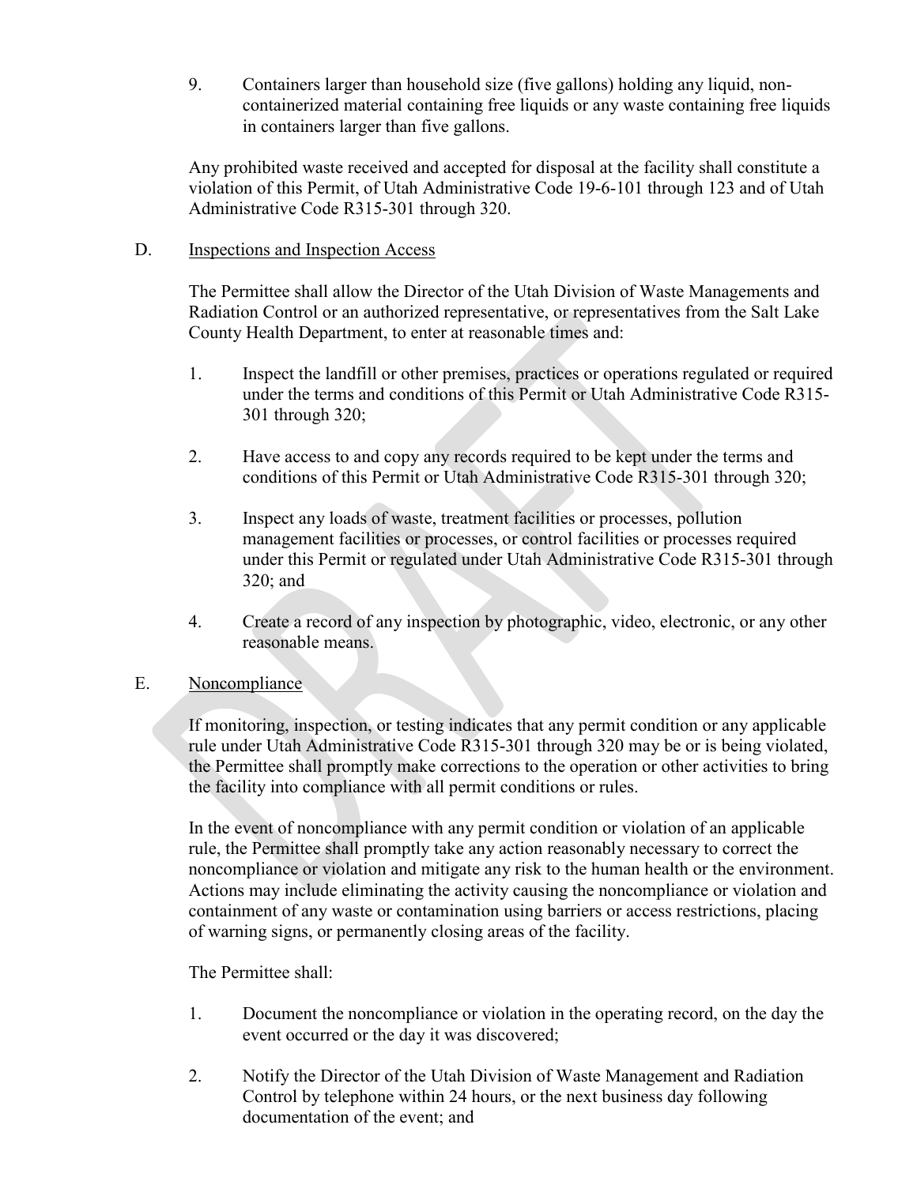9. Containers larger than household size (five gallons) holding any liquid, non-containerized material containing free liquids or any waste containing free liquids in containers larger than five gallons.

Any prohibited waste received and accepted for disposal at the facility shall constitute a violation of this Permit, of Utah Administrative Code 19-6-101 through 123 and of Utah Administrative Code R315-301 through 320.

D. <u>Inspections and Inspection Access</u>

The Permittee shall allow the Director of the Utah Division of Waste Managements and Radiation Control or an authorized representative, or representatives from the Salt Lake County Health Department, to enter at reasonable times and:

1. Inspect the landfill or other premises, practices or operations regulated or required under the terms and conditions of this Permit or Utah Administrative Code R315-301 through 320;

2. Have access to and copy any records required to be kept under the terms and conditions of this Permit or Utah Administrative Code R315-301 through 320;

3. Inspect any loads of waste, treatment facilities or processes, pollution management facilities or processes, or control facilities or processes required under this Permit or regulated under Utah Administrative Code R315-301 through 320; and

4. Create a record of any inspection by photographic, video, electronic, or any other reasonable means.

E. <u>Noncompliance</u>

If monitoring, inspection, or testing indicates that any permit condition or any applicable rule under Utah Administrative Code R315-301 through 320 may be or is being violated, the Permittee shall promptly make corrections to the operation or other activities to bring the facility into compliance with all permit conditions or rules.

In the event of noncompliance with any permit condition or violation of an applicable rule, the Permittee shall promptly take any action reasonably necessary to correct the noncompliance or violation and mitigate any risk to the human health or the environment. Actions may include eliminating the activity causing the noncompliance or violation and containment of any waste or contamination using barriers or access restrictions, placing of warning signs, or permanently closing areas of the facility.

The Permittee shall:

1. Document the noncompliance or violation in the operating record, on the day the event occurred or the day it was discovered;

2. Notify the Director of the Utah Division of Waste Management and Radiation Control by telephone within 24 hours, or the next business day following documentation of the event; and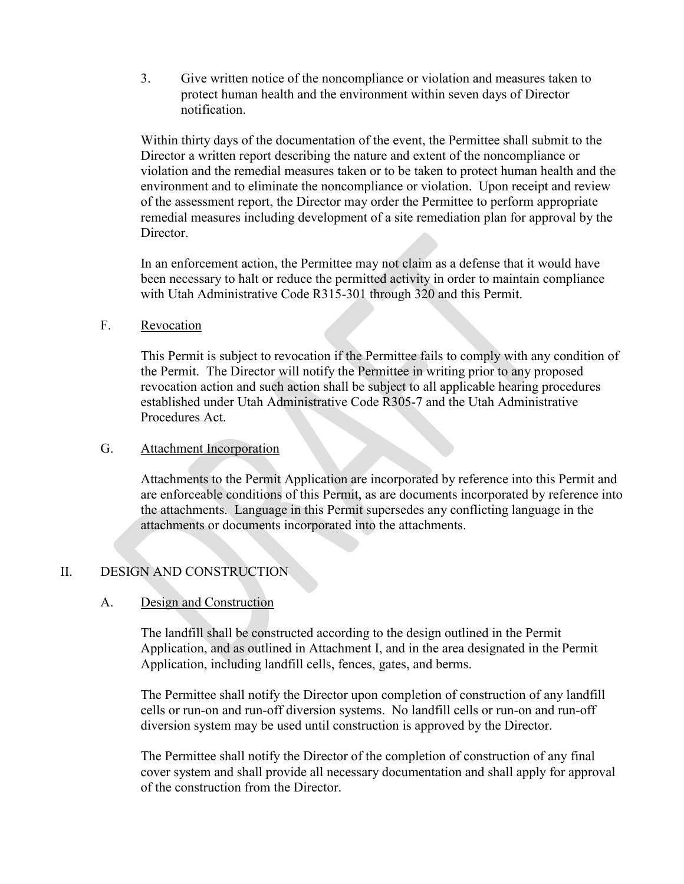3. Give written notice of the noncompliance or violation and measures taken to protect human health and the environment within seven days of Director notification.

Within thirty days of the documentation of the event, the Permittee shall submit to the Director a written report describing the nature and extent of the noncompliance or violation and the remedial measures taken or to be taken to protect human health and the environment and to eliminate the noncompliance or violation. Upon receipt and review of the assessment report, the Director may order the Permittee to perform appropriate remedial measures including development of a site remediation plan for approval by the Director.

In an enforcement action, the Permittee may not claim as a defense that it would have been necessary to halt or reduce the permitted activity in order to maintain compliance with Utah Administrative Code R315-301 through 320 and this Permit.

F. Revocation

This Permit is subject to revocation if the Permittee fails to comply with any condition of the Permit. The Director will notify the Permittee in writing prior to any proposed revocation action and such action shall be subject to all applicable hearing procedures established under Utah Administrative Code R305-7 and the Utah Administrative Procedures Act.

G. Attachment Incorporation

Attachments to the Permit Application are incorporated by reference into this Permit and are enforceable conditions of this Permit, as are documents incorporated by reference into the attachments. Language in this Permit supersedes any conflicting language in the attachments or documents incorporated into the attachments.

## II. DESIGN AND CONSTRUCTION

A. Design and Construction

The landfill shall be constructed according to the design outlined in the Permit Application, and as outlined in Attachment I, and in the area designated in the Permit Application, including landfill cells, fences, gates, and berms.

The Permittee shall notify the Director upon completion of construction of any landfill cells or run-on and run-off diversion systems. No landfill cells or run-on and run-off diversion system may be used until construction is approved by the Director.

The Permittee shall notify the Director of the completion of construction of any final cover system and shall provide all necessary documentation and shall apply for approval of the construction from the Director.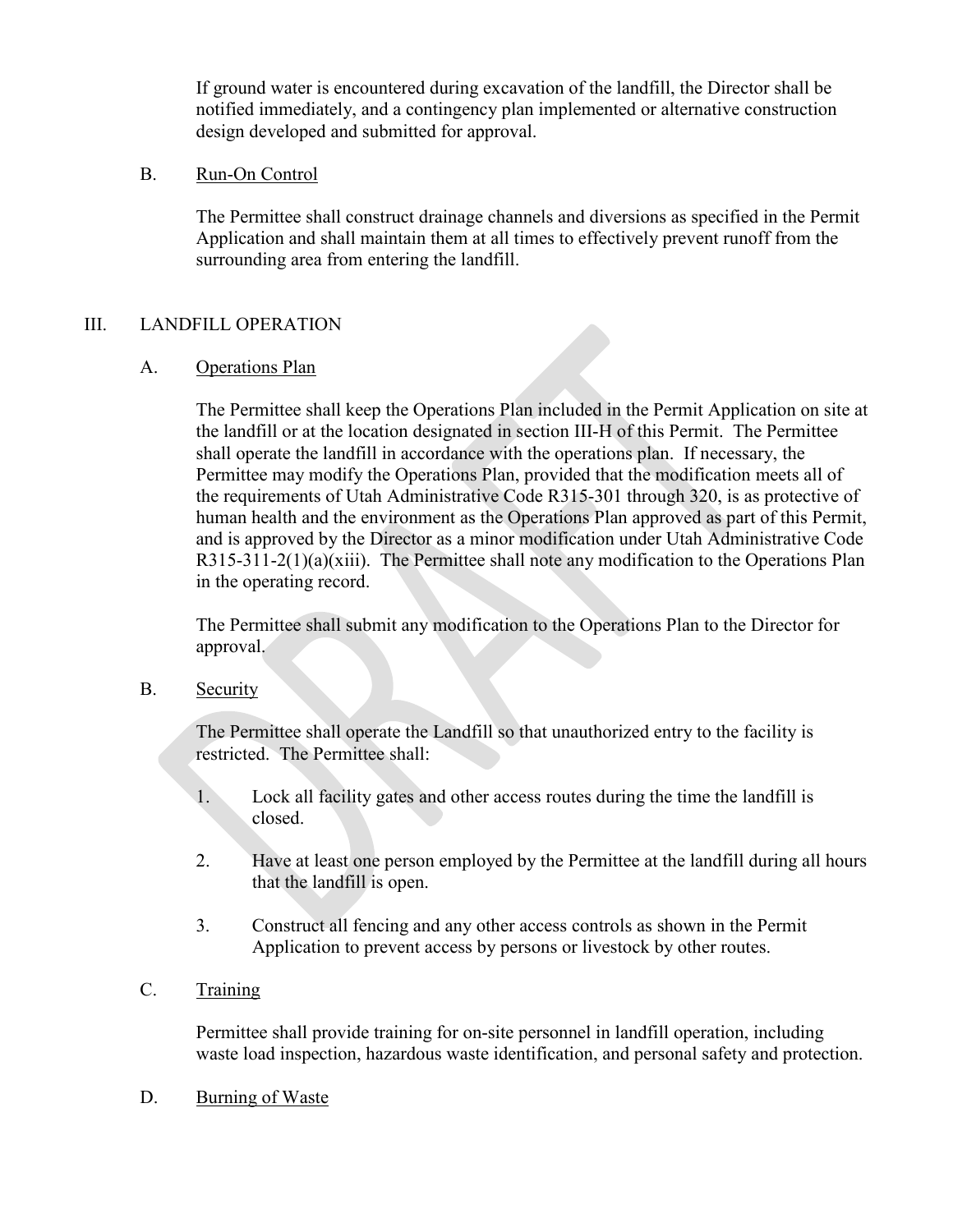If ground water is encountered during excavation of the landfill, the Director shall be notified immediately, and a contingency plan implemented or alternative construction design developed and submitted for approval.

B. Run-On Control

The Permittee shall construct drainage channels and diversions as specified in the Permit Application and shall maintain them at all times to effectively prevent runoff from the surrounding area from entering the landfill.

## III. LANDFILL OPERATION

A. Operations Plan

The Permittee shall keep the Operations Plan included in the Permit Application on site at the landfill or at the location designated in section III-H of this Permit. The Permittee shall operate the landfill in accordance with the operations plan. If necessary, the Permittee may modify the Operations Plan, provided that the modification meets all of the requirements of Utah Administrative Code R315-301 through 320, is as protective of human health and the environment as the Operations Plan approved as part of this Permit, and is approved by the Director as a minor modification under Utah Administrative Code R315-311-2(1)(a)(xiii). The Permittee shall note any modification to the Operations Plan in the operating record.

The Permittee shall submit any modification to the Operations Plan to the Director for approval.

B. Security

The Permittee shall operate the Landfill so that unauthorized entry to the facility is restricted. The Permittee shall:

1. Lock all facility gates and other access routes during the time the landfill is closed.

2. Have at least one person employed by the Permittee at the landfill during all hours that the landfill is open.

3. Construct all fencing and any other access controls as shown in the Permit Application to prevent access by persons or livestock by other routes.

C. Training

Permittee shall provide training for on-site personnel in landfill operation, including waste load inspection, hazardous waste identification, and personal safety and protection.

D. Burning of Waste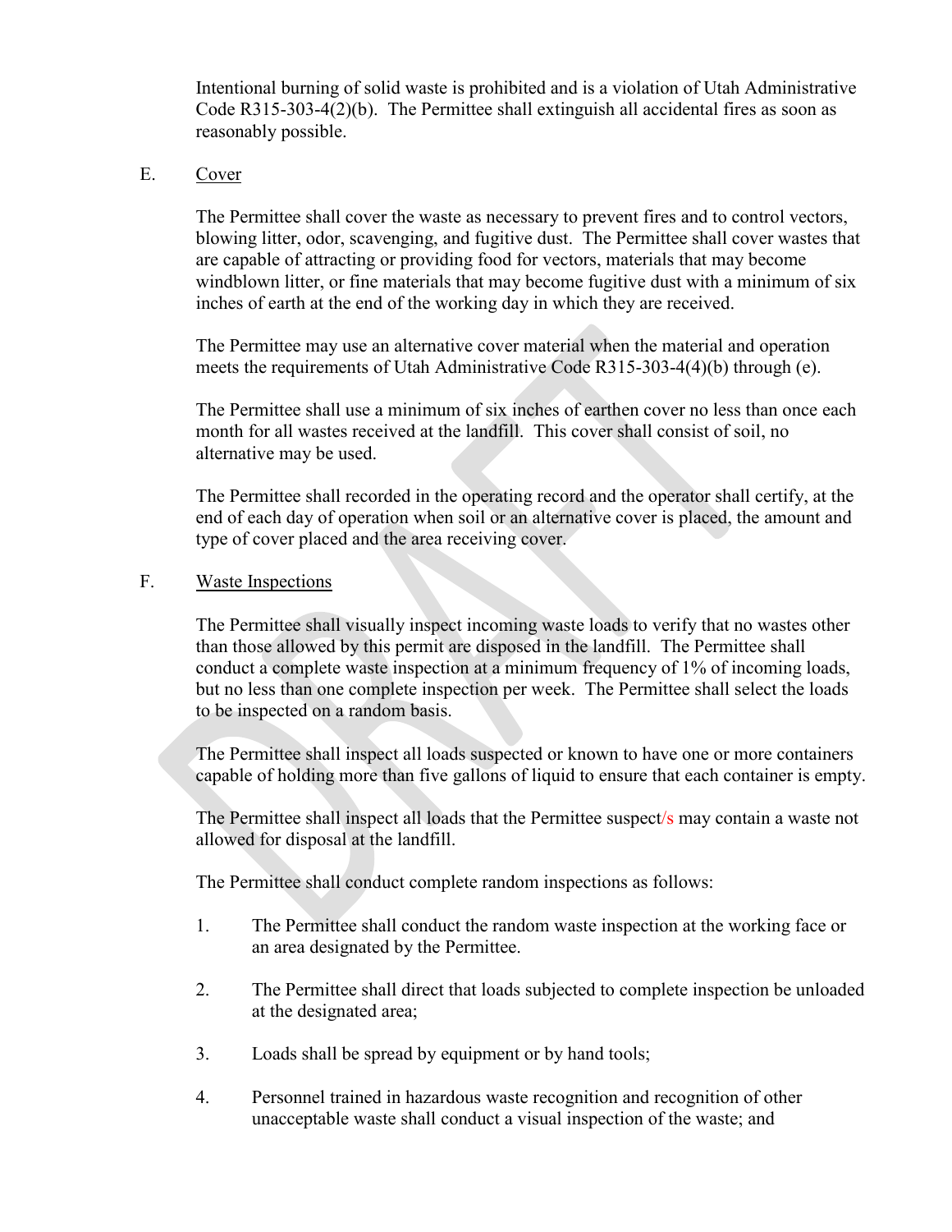Intentional burning of solid waste is prohibited and is a violation of Utah Administrative Code R315-303-4(2)(b). The Permittee shall extinguish all accidental fires as soon as reasonably possible.

E. Cover

The Permittee shall cover the waste as necessary to prevent fires and to control vectors, blowing litter, odor, scavenging, and fugitive dust. The Permittee shall cover wastes that are capable of attracting or providing food for vectors, materials that may become windblown litter, or fine materials that may become fugitive dust with a minimum of six inches of earth at the end of the working day in which they are received.

The Permittee may use an alternative cover material when the material and operation meets the requirements of Utah Administrative Code R315-303-4(4)(b) through (e).

The Permittee shall use a minimum of six inches of earthen cover no less than once each month for all wastes received at the landfill. This cover shall consist of soil, no alternative may be used.

The Permittee shall recorded in the operating record and the operator shall certify, at the end of each day of operation when soil or an alternative cover is placed, the amount and type of cover placed and the area receiving cover.

F. Waste Inspections

The Permittee shall visually inspect incoming waste loads to verify that no wastes other than those allowed by this permit are disposed in the landfill. The Permittee shall conduct a complete waste inspection at a minimum frequency of 1% of incoming loads, but no less than one complete inspection per week. The Permittee shall select the loads to be inspected on a random basis.

The Permittee shall inspect all loads suspected or known to have one or more containers capable of holding more than five gallons of liquid to ensure that each container is empty.

The Permittee shall inspect all loads that the Permittee suspect/s may contain a waste not allowed for disposal at the landfill.

The Permittee shall conduct complete random inspections as follows:

1. The Permittee shall conduct the random waste inspection at the working face or an area designated by the Permittee.

2. The Permittee shall direct that loads subjected to complete inspection be unloaded at the designated area;

3. Loads shall be spread by equipment or by hand tools;

4. Personnel trained in hazardous waste recognition and recognition of other unacceptable waste shall conduct a visual inspection of the waste; and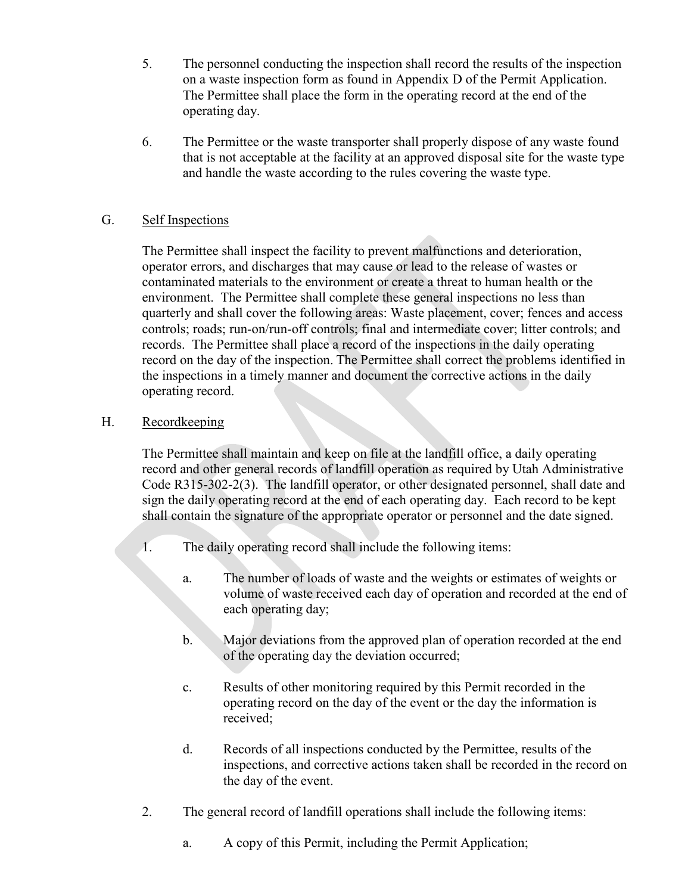5. The personnel conducting the inspection shall record the results of the inspection on a waste inspection form as found in Appendix D of the Permit Application. The Permittee shall place the form in the operating record at the end of the operating day.

6. The Permittee or the waste transporter shall properly dispose of any waste found that is not acceptable at the facility at an approved disposal site for the waste type and handle the waste according to the rules covering the waste type.

G. Self Inspections

The Permittee shall inspect the facility to prevent malfunctions and deterioration, operator errors, and discharges that may cause or lead to the release of wastes or contaminated materials to the environment or create a threat to human health or the environment. The Permittee shall complete these general inspections no less than quarterly and shall cover the following areas: Waste placement, cover; fences and access controls; roads; run-on/run-off controls; final and intermediate cover; litter controls; and records. The Permittee shall place a record of the inspections in the daily operating record on the day of the inspection. The Permittee shall correct the problems identified in the inspections in a timely manner and document the corrective actions in the daily operating record.

H. Recordkeeping

The Permittee shall maintain and keep on file at the landfill office, a daily operating record and other general records of landfill operation as required by Utah Administrative Code R315-302-2(3). The landfill operator, or other designated personnel, shall date and sign the daily operating record at the end of each operating day. Each record to be kept shall contain the signature of the appropriate operator or personnel and the date signed.

1. The daily operating record shall include the following items:

   a. The number of loads of waste and the weights or estimates of weights or volume of waste received each day of operation and recorded at the end of each operating day;

   b. Major deviations from the approved plan of operation recorded at the end of the operating day the deviation occurred;

   c. Results of other monitoring required by this Permit recorded in the operating record on the day of the event or the day the information is received;

   d. Records of all inspections conducted by the Permittee, results of the inspections, and corrective actions taken shall be recorded in the record on the day of the event.

2. The general record of landfill operations shall include the following items:

   a. A copy of this Permit, including the Permit Application;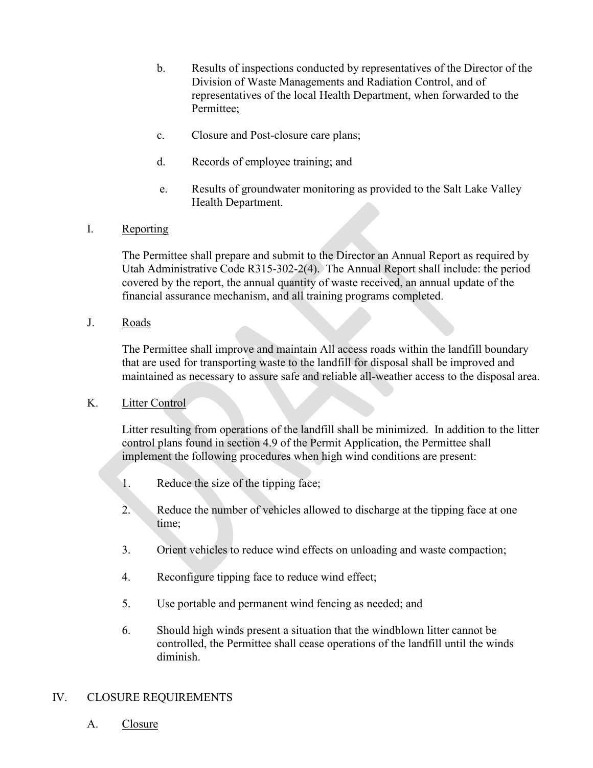b. Results of inspections conducted by representatives of the Director of the Division of Waste Managements and Radiation Control, and of representatives of the local Health Department, when forwarded to the Permittee;

c. Closure and Post-closure care plans;

d. Records of employee training; and

e. Results of groundwater monitoring as provided to the Salt Lake Valley Health Department.

I. Reporting

The Permittee shall prepare and submit to the Director an Annual Report as required by Utah Administrative Code R315-302-2(4). The Annual Report shall include: the period covered by the report, the annual quantity of waste received, an annual update of the financial assurance mechanism, and all training programs completed.

J. Roads

The Permittee shall improve and maintain All access roads within the landfill boundary that are used for transporting waste to the landfill for disposal shall be improved and maintained as necessary to assure safe and reliable all-weather access to the disposal area.

K. Litter Control

Litter resulting from operations of the landfill shall be minimized. In addition to the litter control plans found in section 4.9 of the Permit Application, the Permittee shall implement the following procedures when high wind conditions are present:

1. Reduce the size of the tipping face;

2. Reduce the number of vehicles allowed to discharge at the tipping face at one time;

3. Orient vehicles to reduce wind effects on unloading and waste compaction;

4. Reconfigure tipping face to reduce wind effect;

5. Use portable and permanent wind fencing as needed; and

6. Should high winds present a situation that the windblown litter cannot be controlled, the Permittee shall cease operations of the landfill until the winds diminish.

IV. CLOSURE REQUIREMENTS

A. Closure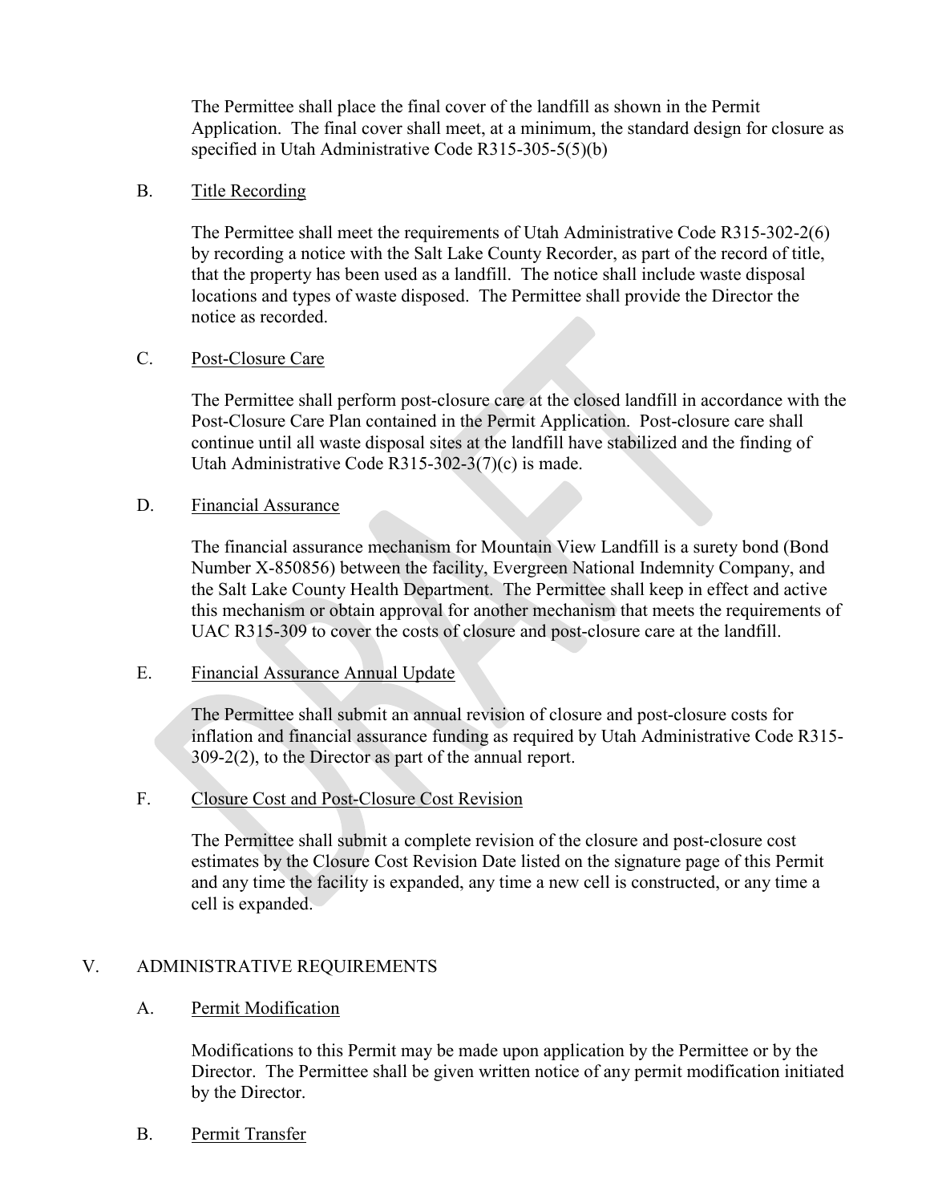The Permittee shall place the final cover of the landfill as shown in the Permit Application. The final cover shall meet, at a minimum, the standard design for closure as specified in Utah Administrative Code R315-305-5(5)(b)

B. Title Recording

The Permittee shall meet the requirements of Utah Administrative Code R315-302-2(6) by recording a notice with the Salt Lake County Recorder, as part of the record of title, that the property has been used as a landfill. The notice shall include waste disposal locations and types of waste disposed. The Permittee shall provide the Director the notice as recorded.

C. Post-Closure Care

The Permittee shall perform post-closure care at the closed landfill in accordance with the Post-Closure Care Plan contained in the Permit Application. Post-closure care shall continue until all waste disposal sites at the landfill have stabilized and the finding of Utah Administrative Code R315-302-3(7)(c) is made.

D. Financial Assurance

The financial assurance mechanism for Mountain View Landfill is a surety bond (Bond Number X-850856) between the facility, Evergreen National Indemnity Company, and the Salt Lake County Health Department. The Permittee shall keep in effect and active this mechanism or obtain approval for another mechanism that meets the requirements of UAC R315-309 to cover the costs of closure and post-closure care at the landfill.

E. Financial Assurance Annual Update

The Permittee shall submit an annual revision of closure and post-closure costs for inflation and financial assurance funding as required by Utah Administrative Code R315-309-2(2), to the Director as part of the annual report.

F. Closure Cost and Post-Closure Cost Revision

The Permittee shall submit a complete revision of the closure and post-closure cost estimates by the Closure Cost Revision Date listed on the signature page of this Permit and any time the facility is expanded, any time a new cell is constructed, or any time a cell is expanded.

## V. ADMINISTRATIVE REQUIREMENTS

A. Permit Modification

Modifications to this Permit may be made upon application by the Permittee or by the Director. The Permittee shall be given written notice of any permit modification initiated by the Director.

B. Permit Transfer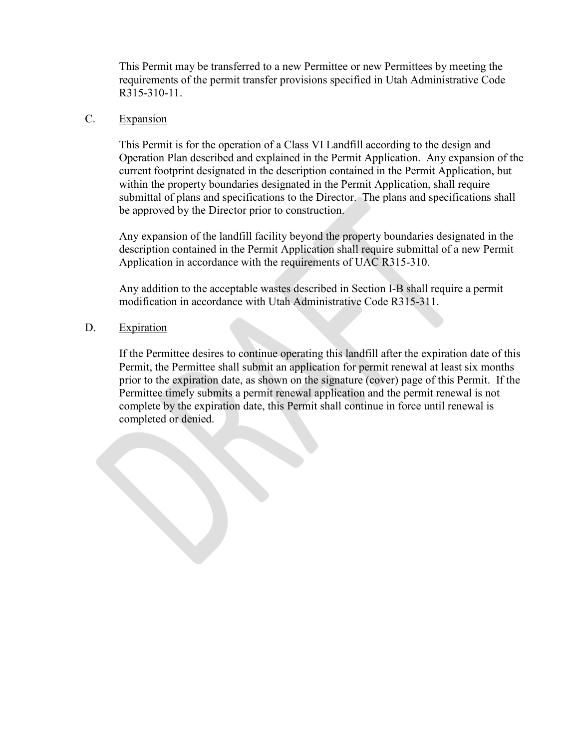This Permit may be transferred to a new Permittee or new Permittees by meeting the requirements of the permit transfer provisions specified in Utah Administrative Code R315-310-11.

C. <u>Expansion</u>

This Permit is for the operation of a Class VI Landfill according to the design and Operation Plan described and explained in the Permit Application. Any expansion of the current footprint designated in the description contained in the Permit Application, but within the property boundaries designated in the Permit Application, shall require submittal of plans and specifications to the Director. The plans and specifications shall be approved by the Director prior to construction.

Any expansion of the landfill facility beyond the property boundaries designated in the description contained in the Permit Application shall require submittal of a new Permit Application in accordance with the requirements of UAC R315-310.

Any addition to the acceptable wastes described in Section I-B shall require a permit modification in accordance with Utah Administrative Code R315-311.

D. <u>Expiration</u>

If the Permittee desires to continue operating this landfill after the expiration date of this Permit, the Permittee shall submit an application for permit renewal at least six months prior to the expiration date, as shown on the signature (cover) page of this Permit. If the Permittee timely submits a permit renewal application and the permit renewal is not complete by the expiration date, this Permit shall continue in force until renewal is completed or denied.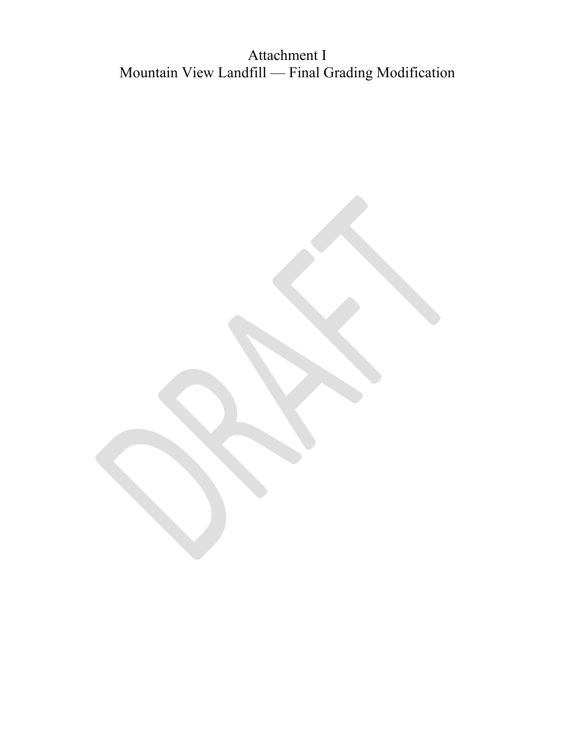# Attachment I
# Mountain View Landfill — Final Grading Modification

DRAFT